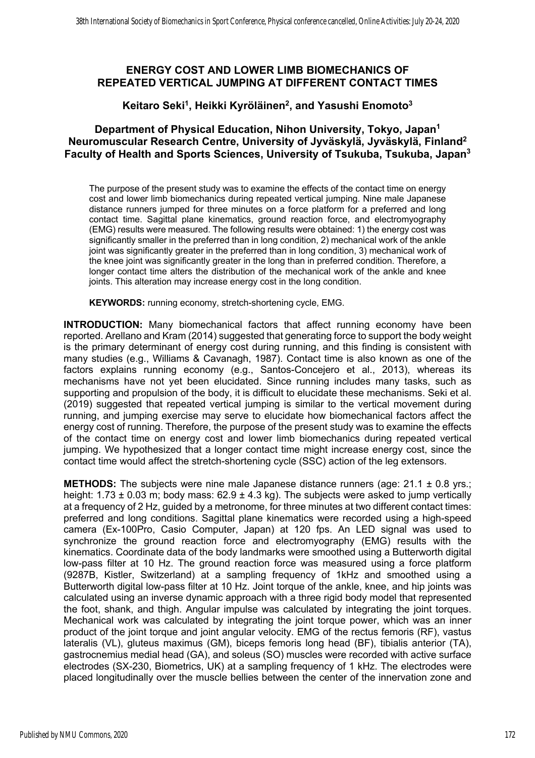# ENERGY COST AND LOWER LIMB BIOMECHANICS OF REPEATED VERTICAL JUMPING AT DIFFERENT CONTACT TIMES

**Keitaro Seki[1], Heikki Kyröläinen[2], and Yasushi Enomoto[3]**

**Department of Physical Education, Nihon University, Tokyo, Japan[1]**
**Neuromuscular Research Centre, University of Jyväskylä, Jyväskylä, Finland[2]**
**Faculty of Health and Sports Sciences, University of Tsukuba, Tsukuba, Japan[3]**

The purpose of the present study was to examine the effects of the contact time on energy cost and lower limb biomechanics during repeated vertical jumping. Nine male Japanese distance runners jumped for three minutes on a force platform for a preferred and long contact time. Sagittal plane kinematics, ground reaction force, and electromyography (EMG) results were measured. The following results were obtained: 1) the energy cost was significantly smaller in the preferred than in long condition, 2) mechanical work of the ankle joint was significantly greater in the preferred than in long condition, 3) mechanical work of the knee joint was significantly greater in the long than in preferred condition. Therefore, a longer contact time alters the distribution of the mechanical work of the ankle and knee joints. This alteration may increase energy cost in the long condition.

**KEYWORDS:** running economy, stretch-shortening cycle, EMG.

**INTRODUCTION:** Many biomechanical factors that affect running economy have been reported. Arellano and Kram (2014) suggested that generating force to support the body weight is the primary determinant of energy cost during running, and this finding is consistent with many studies (e.g., Williams & Cavanagh, 1987). Contact time is also known as one of the factors explains running economy (e.g., Santos-Concejero et al., 2013), whereas its mechanisms have not yet been elucidated. Since running includes many tasks, such as supporting and propulsion of the body, it is difficult to elucidate these mechanisms. Seki et al. (2019) suggested that repeated vertical jumping is similar to the vertical movement during running, and jumping exercise may serve to elucidate how biomechanical factors affect the energy cost of running. Therefore, the purpose of the present study was to examine the effects of the contact time on energy cost and lower limb biomechanics during repeated vertical jumping. We hypothesized that a longer contact time might increase energy cost, since the contact time would affect the stretch-shortening cycle (SSC) action of the leg extensors.

**METHODS:** The subjects were nine male Japanese distance runners (age: 21.1 ± 0.8 yrs.; height: 1.73 ± 0.03 m; body mass: 62.9 ± 4.3 kg). The subjects were asked to jump vertically at a frequency of 2 Hz, guided by a metronome, for three minutes at two different contact times: preferred and long conditions. Sagittal plane kinematics were recorded using a high-speed camera (Ex-100Pro, Casio Computer, Japan) at 120 fps. An LED signal was used to synchronize the ground reaction force and electromyography (EMG) results with the kinematics. Coordinate data of the body landmarks were smoothed using a Butterworth digital low-pass filter at 10 Hz. The ground reaction force was measured using a force platform (9287B, Kistler, Switzerland) at a sampling frequency of 1kHz and smoothed using a Butterworth digital low-pass filter at 10 Hz. Joint torque of the ankle, knee, and hip joints was calculated using an inverse dynamic approach with a three rigid body model that represented the foot, shank, and thigh. Angular impulse was calculated by integrating the joint torques. Mechanical work was calculated by integrating the joint torque power, which was an inner product of the joint torque and joint angular velocity. EMG of the rectus femoris (RF), vastus lateralis (VL), gluteus maximus (GM), biceps femoris long head (BF), tibialis anterior (TA), gastrocnemius medial head (GA), and soleus (SO) muscles were recorded with active surface electrodes (SX-230, Biometrics, UK) at a sampling frequency of 1 kHz. The electrodes were placed longitudinally over the muscle bellies between the center of the innervation zone and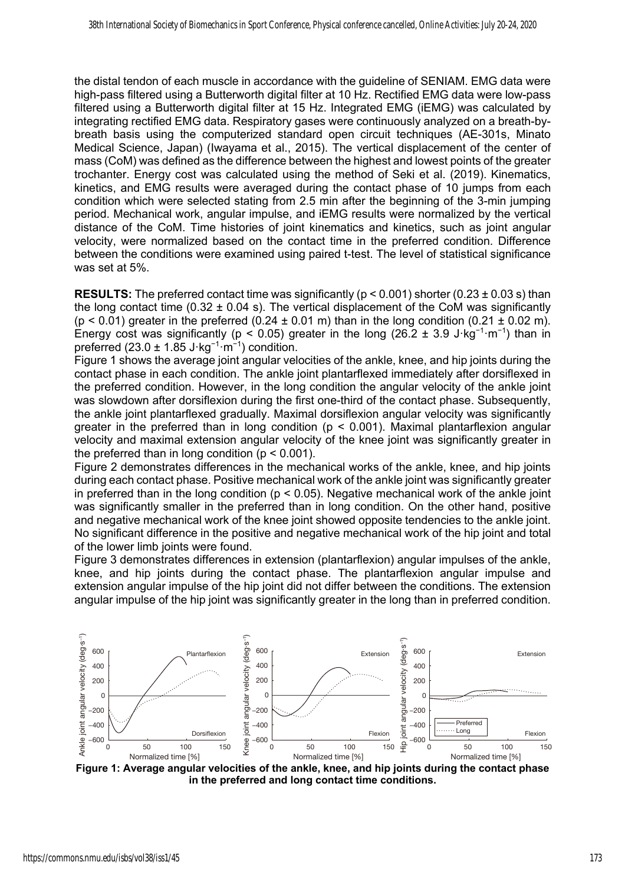the distal tendon of each muscle in accordance with the guideline of SENIAM. EMG data were high-pass filtered using a Butterworth digital filter at 10 Hz. Rectified EMG data were low-pass filtered using a Butterworth digital filter at 15 Hz. Integrated EMG (iEMG) was calculated by integrating rectified EMG data. Respiratory gases were continuously analyzed on a breath-by-breath basis using the computerized standard open circuit techniques (AE-301s, Minato Medical Science, Japan) (Iwayama et al., 2015). The vertical displacement of the center of mass (CoM) was defined as the difference between the highest and lowest points of the greater trochanter. Energy cost was calculated using the method of Seki et al. (2019). Kinematics, kinetics, and EMG results were averaged during the contact phase of 10 jumps from each condition which were selected stating from 2.5 min after the beginning of the 3-min jumping period. Mechanical work, angular impulse, and iEMG results were normalized by the vertical distance of the CoM. Time histories of joint kinematics and kinetics, such as joint angular velocity, were normalized based on the contact time in the preferred condition. Difference between the conditions were examined using paired t-test. The level of statistical significance was set at 5%.

**RESULTS:** The preferred contact time was significantly ($p < 0.001$) shorter ($0.23 \pm 0.03$ s) than the long contact time ($0.32 \pm 0.04$ s). The vertical displacement of the CoM was significantly ($p < 0.01$) greater in the preferred ($0.24 \pm 0.01$ m) than in the long condition ($0.21 \pm 0.02$ m). Energy cost was significantly ($p < 0.05$) greater in the long ($26.2 \pm 3.9$ $J \cdot kg^{-1} \cdot m^{-1}$) than in preferred ($23.0 \pm 1.85$ $J \cdot kg^{-1} \cdot m^{-1}$) condition.

Figure 1 shows the average joint angular velocities of the ankle, knee, and hip joints during the contact phase in each condition. The ankle joint plantarflexed immediately after dorsiflexed in the preferred condition. However, in the long condition the angular velocity of the ankle joint was slowdown after dorsiflexion during the first one-third of the contact phase. Subsequently, the ankle joint plantarflexed gradually. Maximal dorsiflexion angular velocity was significantly greater in the preferred than in long condition ($p < 0.001$). Maximal plantarflexion angular velocity and maximal extension angular velocity of the knee joint was significantly greater in the preferred than in long condition ($p < 0.001$).

Figure 2 demonstrates differences in the mechanical works of the ankle, knee, and hip joints during each contact phase. Positive mechanical work of the ankle joint was significantly greater in preferred than in the long condition ($p < 0.05$). Negative mechanical work of the ankle joint was significantly smaller in the preferred than in long condition. On the other hand, positive and negative mechanical work of the knee joint showed opposite tendencies to the ankle joint. No significant difference in the positive and negative mechanical work of the hip joint and total of the lower limb joints were found.

Figure 3 demonstrates differences in extension (plantarflexion) angular impulses of the ankle, knee, and hip joints during the contact phase. The plantarflexion angular impulse and extension angular impulse of the hip joint did not differ between the conditions. The extension angular impulse of the hip joint was significantly greater in the long than in preferred condition.

**Figure 1: Average angular velocities of the ankle, knee, and hip joints during the contact phase in the preferred and long contact time conditions.**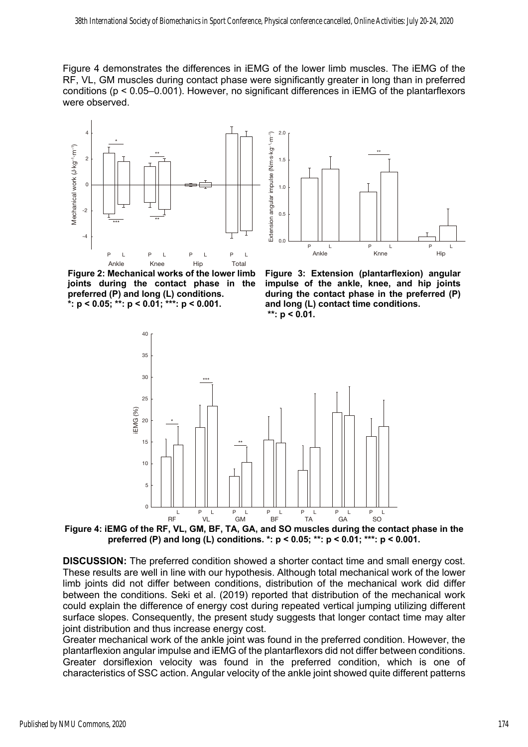Figure 4 demonstrates the differences in iEMG of the lower limb muscles. The iEMG of the RF, VL, GM muscles during contact phase were significantly greater in long than in preferred conditions ($p < 0.05$–$0.001$). However, no significant differences in iEMG of the plantarflexors were observed.

**Figure 2: Mechanical works of the lower limb joints during the contact phase in the preferred (P) and long (L) conditions. *: $p < 0.05$; **: $p < 0.01$; ***: $p < 0.001$.**

**Figure 3: Extension (plantarflexion) angular impulse of the ankle, knee, and hip joints during the contact phase in the preferred (P) and long (L) contact time conditions. **: $p < 0.01$.**

**Figure 4: iEMG of the RF, VL, GM, BF, TA, GA, and SO muscles during the contact phase in the preferred (P) and long (L) conditions. *: $p < 0.05$; **: $p < 0.01$; ***: $p < 0.001$.**

**DISCUSSION:** The preferred condition showed a shorter contact time and small energy cost. These results are well in line with our hypothesis. Although total mechanical work of the lower limb joints did not differ between conditions, distribution of the mechanical work did differ between the conditions. Seki et al. (2019) reported that distribution of the mechanical work could explain the difference of energy cost during repeated vertical jumping utilizing different surface slopes. Consequently, the present study suggests that longer contact time may alter joint distribution and thus increase energy cost.

Greater mechanical work of the ankle joint was found in the preferred condition. However, the plantarflexion angular impulse and iEMG of the plantarflexors did not differ between conditions. Greater dorsiflexion velocity was found in the preferred condition, which is one of characteristics of SSC action. Angular velocity of the ankle joint showed quite different patterns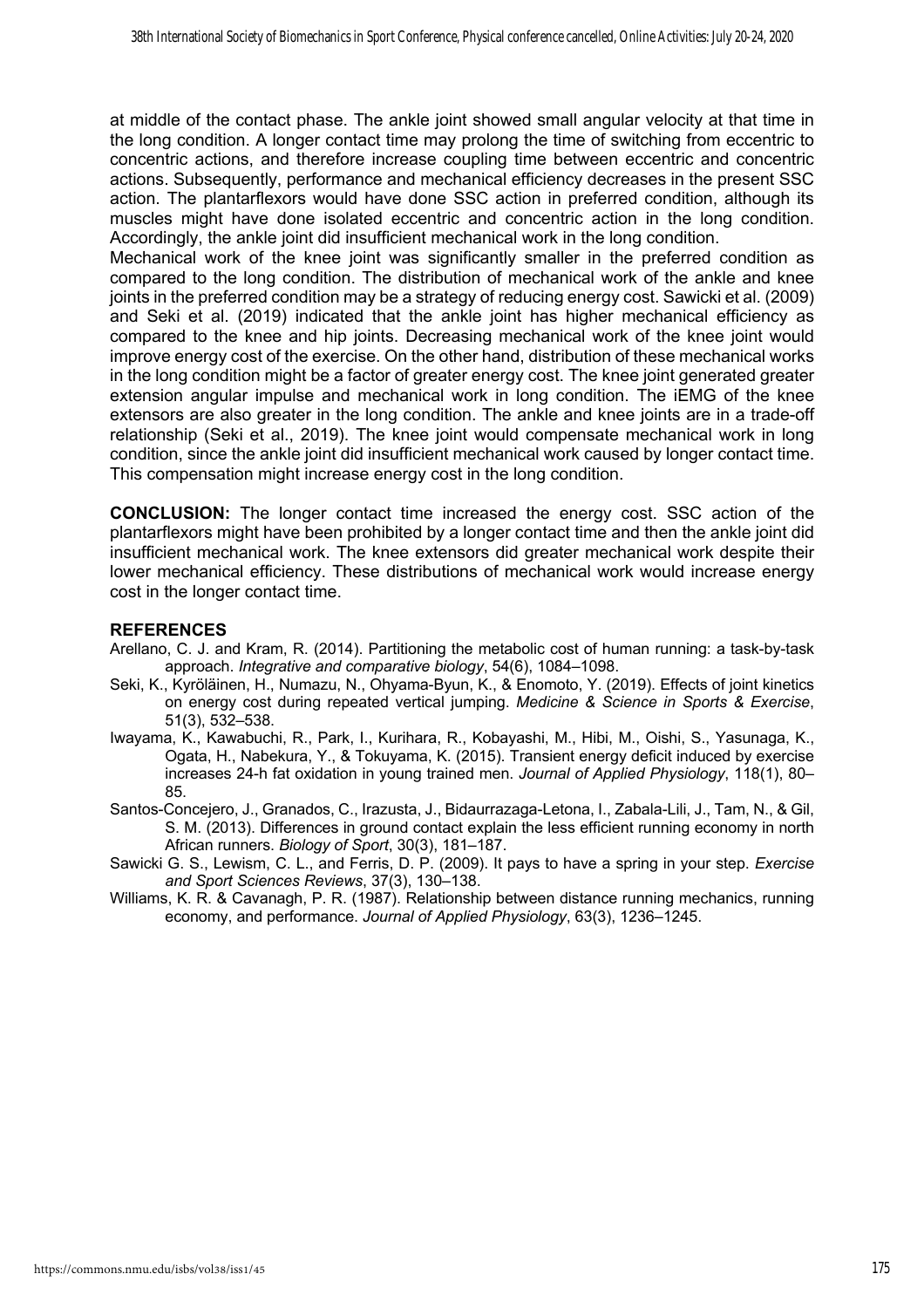at middle of the contact phase. The ankle joint showed small angular velocity at that time in the long condition. A longer contact time may prolong the time of switching from eccentric to concentric actions, and therefore increase coupling time between eccentric and concentric actions. Subsequently, performance and mechanical efficiency decreases in the present SSC action. The plantarflexors would have done SSC action in preferred condition, although its muscles might have done isolated eccentric and concentric action in the long condition. Accordingly, the ankle joint did insufficient mechanical work in the long condition.

Mechanical work of the knee joint was significantly smaller in the preferred condition as compared to the long condition. The distribution of mechanical work of the ankle and knee joints in the preferred condition may be a strategy of reducing energy cost. Sawicki et al. (2009) and Seki et al. (2019) indicated that the ankle joint has higher mechanical efficiency as compared to the knee and hip joints. Decreasing mechanical work of the knee joint would improve energy cost of the exercise. On the other hand, distribution of these mechanical works in the long condition might be a factor of greater energy cost. The knee joint generated greater extension angular impulse and mechanical work in long condition. The iEMG of the knee extensors are also greater in the long condition. The ankle and knee joints are in a trade-off relationship (Seki et al., 2019). The knee joint would compensate mechanical work in long condition, since the ankle joint did insufficient mechanical work caused by longer contact time. This compensation might increase energy cost in the long condition.

**CONCLUSION:** The longer contact time increased the energy cost. SSC action of the plantarflexors might have been prohibited by a longer contact time and then the ankle joint did insufficient mechanical work. The knee extensors did greater mechanical work despite their lower mechanical efficiency. These distributions of mechanical work would increase energy cost in the longer contact time.

## REFERENCES

Arellano, C. J. and Kram, R. (2014). Partitioning the metabolic cost of human running: a task-by-task approach. *Integrative and comparative biology*, 54(6), 1084–1098.

Seki, K., Kyröläinen, H., Numazu, N., Ohyama-Byun, K., & Enomoto, Y. (2019). Effects of joint kinetics on energy cost during repeated vertical jumping. *Medicine & Science in Sports & Exercise*, 51(3), 532–538.

Iwayama, K., Kawabuchi, R., Park, I., Kurihara, R., Kobayashi, M., Hibi, M., Oishi, S., Yasunaga, K., Ogata, H., Nabekura, Y., & Tokuyama, K. (2015). Transient energy deficit induced by exercise increases 24-h fat oxidation in young trained men. *Journal of Applied Physiology*, 118(1), 80–85.

Santos-Concejero, J., Granados, C., Irazusta, J., Bidaurrazaga-Letona, I., Zabala-Lili, J., Tam, N., & Gil, S. M. (2013). Differences in ground contact explain the less efficient running economy in north African runners. *Biology of Sport*, 30(3), 181–187.

Sawicki G. S., Lewism, C. L., and Ferris, D. P. (2009). It pays to have a spring in your step. *Exercise and Sport Sciences Reviews*, 37(3), 130–138.

Williams, K. R. & Cavanagh, P. R. (1987). Relationship between distance running mechanics, running economy, and performance. *Journal of Applied Physiology*, 63(3), 1236–1245.